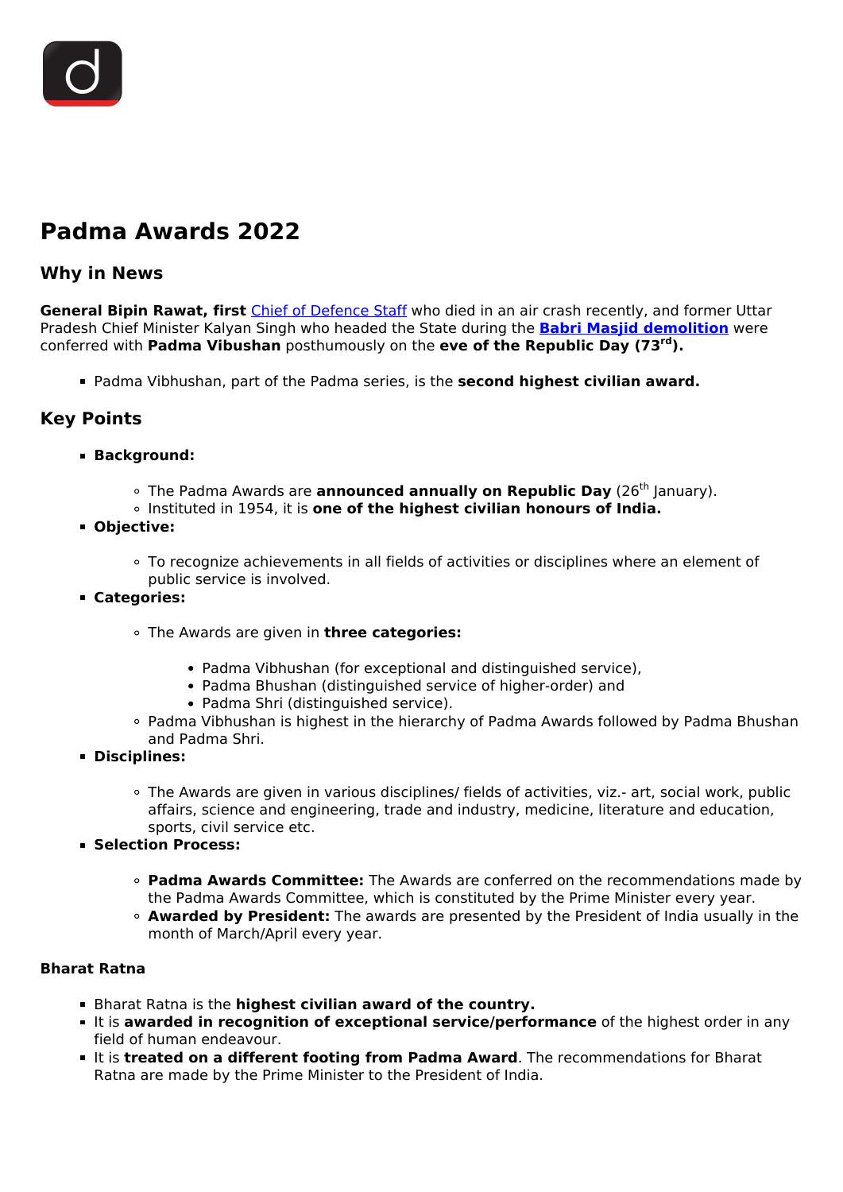# Padma Awards 2022

## Why in News

**General Bipin Rawat, first** Chief of Defence Staff who died in an air crash recently, and former Uttar Pradesh Chief Minister Kalyan Singh who headed the State during the **Babri Masjid demolition** were conferred with **Padma Vibushan** posthumously on the **eve of the Republic Day (73rd).**

- Padma Vibhushan, part of the Padma series, is the **second highest civilian award.**

## Key Points

- **Background:**
  - The Padma Awards are **announced annually on Republic Day** (26th January).
  - Instituted in 1954, it is **one of the highest civilian honours of India.**
- **Objective:**
  - To recognize achievements in all fields of activities or disciplines where an element of public service is involved.
- **Categories:**
  - The Awards are given in **three categories:**
    - Padma Vibhushan (for exceptional and distinguished service),
    - Padma Bhushan (distinguished service of higher-order) and
    - Padma Shri (distinguished service).
  - Padma Vibhushan is highest in the hierarchy of Padma Awards followed by Padma Bhushan and Padma Shri.
- **Disciplines:**
  - The Awards are given in various disciplines/ fields of activities, viz.- art, social work, public affairs, science and engineering, trade and industry, medicine, literature and education, sports, civil service etc.
- **Selection Process:**
  - **Padma Awards Committee:** The Awards are conferred on the recommendations made by the Padma Awards Committee, which is constituted by the Prime Minister every year.
  - **Awarded by President:** The awards are presented by the President of India usually in the month of March/April every year.

### Bharat Ratna

- Bharat Ratna is the **highest civilian award of the country.**
- It is **awarded in recognition of exceptional service/performance** of the highest order in any field of human endeavour.
- It is **treated on a different footing from Padma Award**. The recommendations for Bharat Ratna are made by the Prime Minister to the President of India.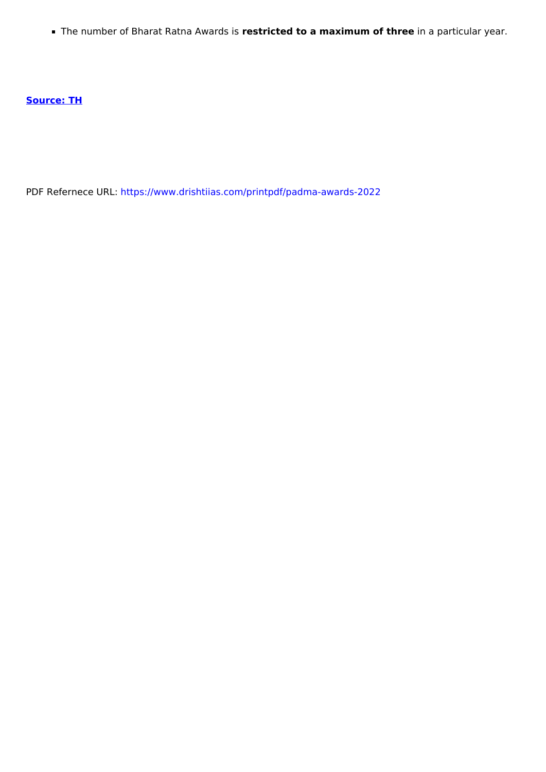- The number of Bharat Ratna Awards is **restricted to a maximum of three** in a particular year.

**Source: TH**

PDF Refernece URL: https://www.drishtiias.com/printpdf/padma-awards-2022